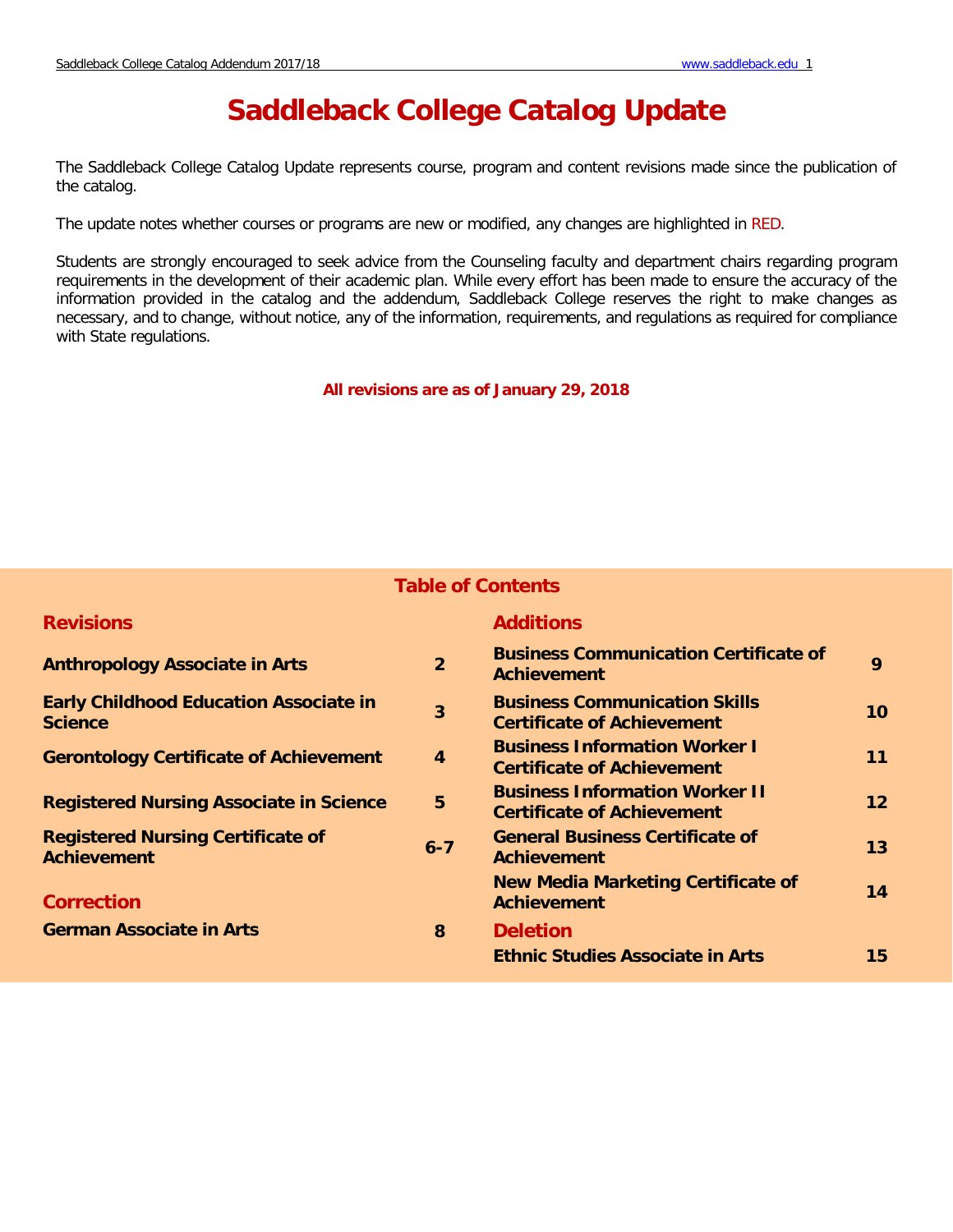# Saddleback College Catalog Update

The Saddleback College Catalog Update represents course, program and content revisions made since the publication of the catalog.

The update notes whether courses or programs are new or modified, any changes are highlighted in RED.

Students are strongly encouraged to seek advice from the Counseling faculty and department chairs regarding program requirements in the development of their academic plan. While every effort has been made to ensure the accuracy of the information provided in the catalog and the addendum, Saddleback College reserves the right to make changes as necessary, and to change, without notice, any of the information, requirements, and regulations as required for compliance with State regulations.

**All revisions are as of January 29, 2018**

## Table of Contents

### Revisions

| | |
|---|---|
| **Anthropology Associate in Arts** | **2** |
| **Early Childhood Education Associate in Science** | **3** |
| **Gerontology Certificate of Achievement** | **4** |
| **Registered Nursing Associate in Science** | **5** |
| **Registered Nursing Certificate of Achievement** | **6-7** |

### Correction

| | |
|---|---|
| **German Associate in Arts** | **8** |

### Additions

| | |
|---|---|
| **Business Communication Certificate of Achievement** | **9** |
| **Business Communication Skills Certificate of Achievement** | **10** |
| **Business Information Worker I Certificate of Achievement** | **11** |
| **Business Information Worker II Certificate of Achievement** | **12** |
| **General Business Certificate of Achievement** | **13** |
| **New Media Marketing Certificate of Achievement** | **14** |

### Deletion

| | |
|---|---|
| **Ethnic Studies Associate in Arts** | **15** |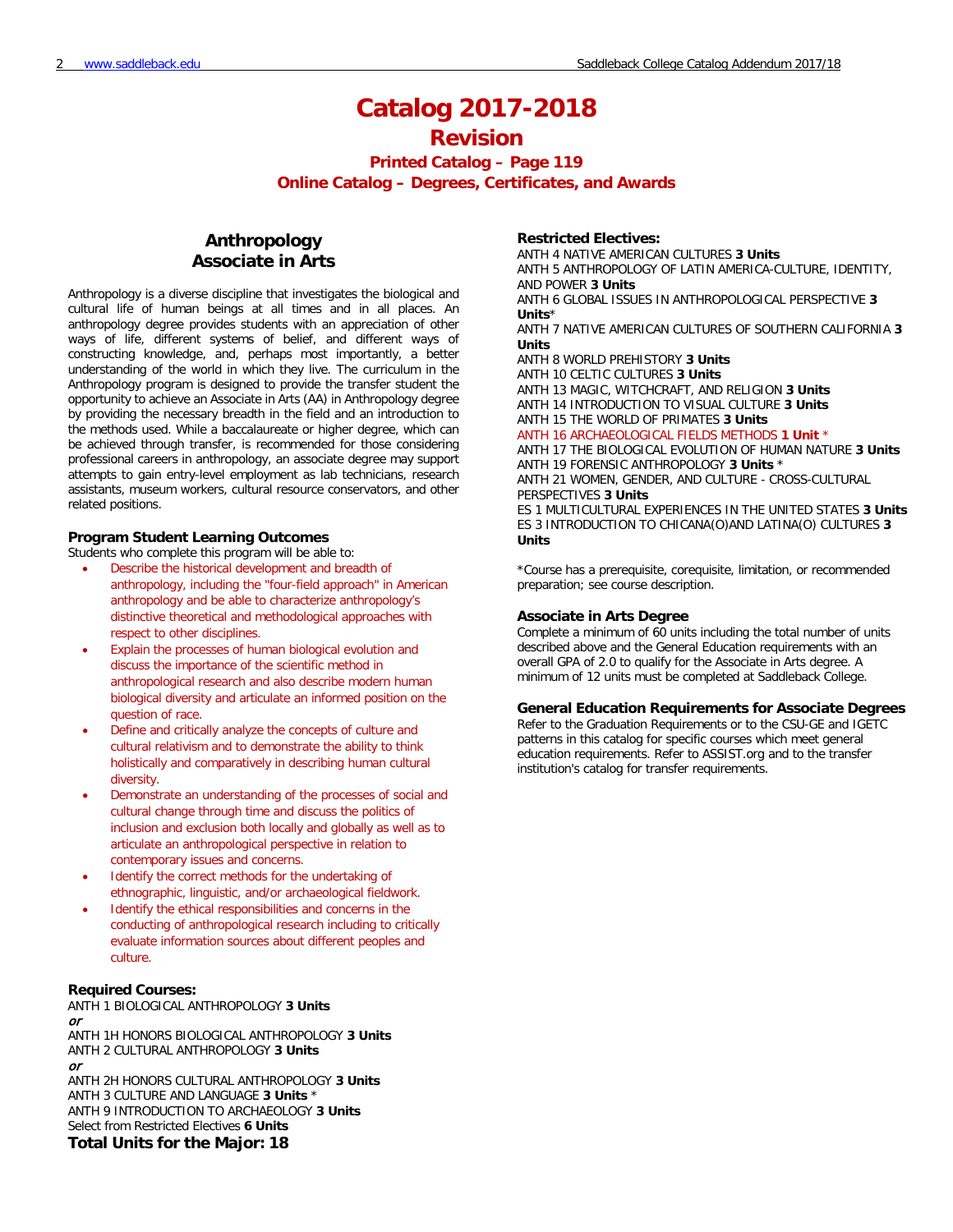# Catalog 2017-2018

## Revision

### Printed Catalog – Page 119

### Online Catalog – Degrees, Certificates, and Awards

## Anthropology Associate in Arts

Anthropology is a diverse discipline that investigates the biological and cultural life of human beings at all times and in all places. An anthropology degree provides students with an appreciation of other ways of life, different systems of belief, and different ways of constructing knowledge, and, perhaps most importantly, a better understanding of the world in which they live. The curriculum in the Anthropology program is designed to provide the transfer student the opportunity to achieve an Associate in Arts (AA) in Anthropology degree by providing the necessary breadth in the field and an introduction to the methods used. While a baccalaureate or higher degree, which can be achieved through transfer, is recommended for those considering professional careers in anthropology, an associate degree may support attempts to gain entry-level employment as lab technicians, research assistants, museum workers, cultural resource conservators, and other related positions.

### Program Student Learning Outcomes

Students who complete this program will be able to:

- Describe the historical development and breadth of anthropology, including the "four-field approach" in American anthropology and be able to characterize anthropology's distinctive theoretical and methodological approaches with respect to other disciplines.
- Explain the processes of human biological evolution and discuss the importance of the scientific method in anthropological research and also describe modern human biological diversity and articulate an informed position on the question of race.
- Define and critically analyze the concepts of culture and cultural relativism and to demonstrate the ability to think holistically and comparatively in describing human cultural diversity.
- Demonstrate an understanding of the processes of social and cultural change through time and discuss the politics of inclusion and exclusion both locally and globally as well as to articulate an anthropological perspective in relation to contemporary issues and concerns.
- Identify the correct methods for the undertaking of ethnographic, linguistic, and/or archaeological fieldwork.
- Identify the ethical responsibilities and concerns in the conducting of anthropological research including to critically evaluate information sources about different peoples and culture.

### Required Courses:

ANTH 1 BIOLOGICAL ANTHROPOLOGY **3 Units**  
*or*  
ANTH 1H HONORS BIOLOGICAL ANTHROPOLOGY **3 Units**  
ANTH 2 CULTURAL ANTHROPOLOGY **3 Units**  
*or*  
ANTH 2H HONORS CULTURAL ANTHROPOLOGY **3 Units**  
ANTH 3 CULTURE AND LANGUAGE **3 Units** *  
ANTH 9 INTRODUCTION TO ARCHAEOLOGY **3 Units**  
Select from Restricted Electives **6 Units**

**Total Units for the Major: 18**

### Restricted Electives:

ANTH 4 NATIVE AMERICAN CULTURES **3 Units**  
ANTH 5 ANTHROPOLOGY OF LATIN AMERICA-CULTURE, IDENTITY, AND POWER **3 Units**  
ANTH 6 GLOBAL ISSUES IN ANTHROPOLOGICAL PERSPECTIVE **3 Units***  
ANTH 7 NATIVE AMERICAN CULTURES OF SOUTHERN CALIFORNIA **3 Units**  
ANTH 8 WORLD PREHISTORY **3 Units**  
ANTH 10 CELTIC CULTURES **3 Units**  
ANTH 13 MAGIC, WITCHCRAFT, AND RELIGION **3 Units**  
ANTH 14 INTRODUCTION TO VISUAL CULTURE **3 Units**  
ANTH 15 THE WORLD OF PRIMATES **3 Units**  
ANTH 16 ARCHAEOLOGICAL FIELDS METHODS **1 Unit** *  
ANTH 17 THE BIOLOGICAL EVOLUTION OF HUMAN NATURE **3 Units**  
ANTH 19 FORENSIC ANTHROPOLOGY **3 Units** *  
ANTH 21 WOMEN, GENDER, AND CULTURE - CROSS-CULTURAL PERSPECTIVES **3 Units**  
ES 1 MULTICULTURAL EXPERIENCES IN THE UNITED STATES **3 Units**  
ES 3 INTRODUCTION TO CHICANA(O)AND LATINA(O) CULTURES **3 Units**

*Course has a prerequisite, corequisite, limitation, or recommended preparation; see course description.

### Associate in Arts Degree

Complete a minimum of 60 units including the total number of units described above and the General Education requirements with an overall GPA of 2.0 to qualify for the Associate in Arts degree. A minimum of 12 units must be completed at Saddleback College.

### General Education Requirements for Associate Degrees

Refer to the Graduation Requirements or to the CSU-GE and IGETC patterns in this catalog for specific courses which meet general education requirements. Refer to ASSIST.org and to the transfer institution's catalog for transfer requirements.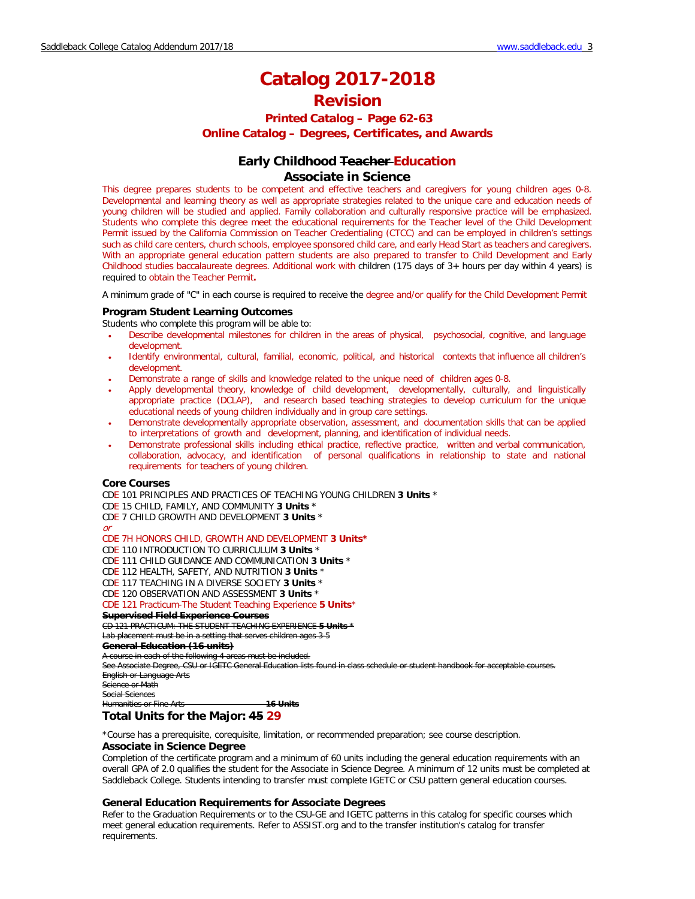# Catalog 2017-2018

## Revision

### Printed Catalog – Page 62-63

### Online Catalog – Degrees, Certificates, and Awards

## Early Childhood ~~Teacher~~ Education

## Associate in Science

This degree prepares students to be competent and effective teachers and caregivers for young children ages 0-8. Developmental and learning theory as well as appropriate strategies related to the unique care and education needs of young children will be studied and applied. Family collaboration and culturally responsive practice will be emphasized. Students who complete this degree meet the educational requirements for the Teacher level of the Child Development Permit issued by the California Commission on Teacher Credentialing (CTCC) and can be employed in children's settings such as child care centers, church schools, employee sponsored child care, and early Head Start as teachers and caregivers. With an appropriate general education pattern students are also prepared to transfer to Child Development and Early Childhood studies baccalaureate degrees. Additional work with children (175 days of 3+ hours per day within 4 years) is required to obtain the Teacher Permit**.**

A minimum grade of "C" in each course is required to receive the degree and/or qualify for the Child Development Permit

### Program Student Learning Outcomes

Students who complete this program will be able to:

- Describe developmental milestones for children in the areas of physical, psychosocial, cognitive, and language development.
- Identify environmental, cultural, familial, economic, political, and historical contexts that influence all children's development.
- Demonstrate a range of skills and knowledge related to the unique need of children ages 0-8.
- Apply developmental theory, knowledge of child development, developmentally, culturally, and linguistically appropriate practice (DCLAP), and research based teaching strategies to develop curriculum for the unique educational needs of young children individually and in group care settings.
- Demonstrate developmentally appropriate observation, assessment, and documentation skills that can be applied to interpretations of growth and development, planning, and identification of individual needs.
- Demonstrate professional skills including ethical practice, reflective practice, written and verbal communication, collaboration, advocacy, and identification of personal qualifications in relationship to state and national requirements for teachers of young children.

### Core Courses

CDE 101 PRINCIPLES AND PRACTICES OF TEACHING YOUNG CHILDREN **3 Units** *
CDE 15 CHILD, FAMILY, AND COMMUNITY **3 Units** *
CDE 7 CHILD GROWTH AND DEVELOPMENT **3 Units** *
*or*
CDE 7H HONORS CHILD, GROWTH AND DEVELOPMENT **3 Units***
CDE 110 INTRODUCTION TO CURRICULUM **3 Units** *
CDE 111 CHILD GUIDANCE AND COMMUNICATION **3 Units** *
CDE 112 HEALTH, SAFETY, AND NUTRITION **3 Units** *
CDE 117 TEACHING IN A DIVERSE SOCIETY **3 Units** *
CDE 120 OBSERVATION AND ASSESSMENT **3 Units** *
CDE 121 Practicum-The Student Teaching Experience **5 Units***

~~**Supervised Field Experience Courses**~~
~~CD 121 PRACTICUM: THE STUDENT TEACHING EXPERIENCE **5 Units** *~~
~~Lab placement must be in a setting that serves children ages 3-5~~

~~**General Education (16 units)**~~
~~A course in each of the following 4 areas must be included.~~
~~See Associate Degree, CSU or IGETC General Education lists found in class schedule or student handbook for acceptable courses.~~
~~English or Language Arts~~
~~Science or Math~~
~~Social Sciences~~
~~Humanities or Fine Arts **16 Units**~~

### Total Units for the Major: ~~45~~ 29

*Course has a prerequisite, corequisite, limitation, or recommended preparation; see course description.

### Associate in Science Degree

Completion of the certificate program and a minimum of 60 units including the general education requirements with an overall GPA of 2.0 qualifies the student for the Associate in Science Degree. A minimum of 12 units must be completed at Saddleback College. Students intending to transfer must complete IGETC or CSU pattern general education courses.

### General Education Requirements for Associate Degrees

Refer to the Graduation Requirements or to the CSU-GE and IGETC patterns in this catalog for specific courses which meet general education requirements. Refer to ASSIST.org and to the transfer institution's catalog for transfer requirements.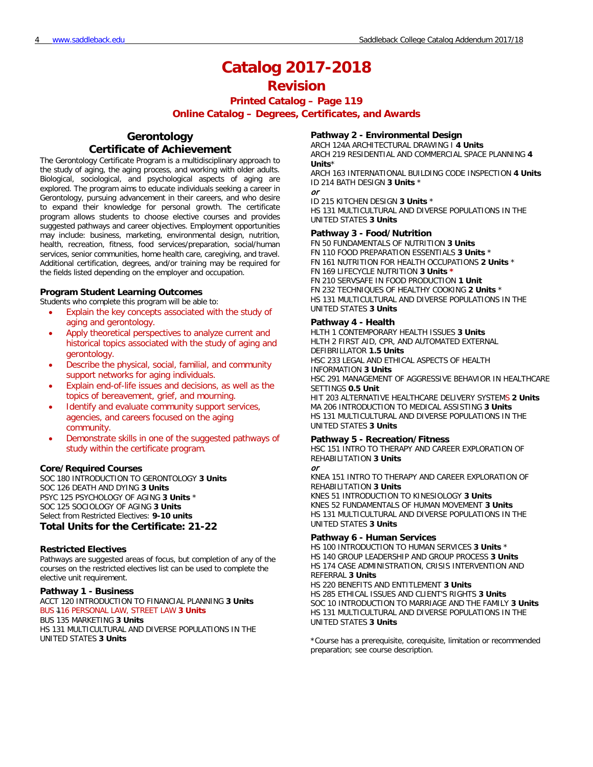# Catalog 2017-2018

## Revision

### Printed Catalog – Page 119

### Online Catalog – Degrees, Certificates, and Awards

## Gerontology Certificate of Achievement

The Gerontology Certificate Program is a multidisciplinary approach to the study of aging, the aging process, and working with older adults. Biological, sociological, and psychological aspects of aging are explored. The program aims to educate individuals seeking a career in Gerontology, pursuing advancement in their careers, and who desire to expand their knowledge for personal growth. The certificate program allows students to choose elective courses and provides suggested pathways and career objectives. Employment opportunities may include: business, marketing, environmental design, nutrition, health, recreation, fitness, food services/preparation, social/human services, senior communities, home health care, caregiving, and travel. Additional certification, degrees, and/or training may be required for the fields listed depending on the employer and occupation.

### Program Student Learning Outcomes

Students who complete this program will be able to:

- Explain the key concepts associated with the study of aging and gerontology.
- Apply theoretical perspectives to analyze current and historical topics associated with the study of aging and gerontology.
- Describe the physical, social, familial, and community support networks for aging individuals.
- Explain end-of-life issues and decisions, as well as the topics of bereavement, grief, and mourning.
- Identify and evaluate community support services, agencies, and careers focused on the aging community.
- Demonstrate skills in one of the suggested pathways of study within the certificate program.

### Core/Required Courses

SOC 180 INTRODUCTION TO GERONTOLOGY **3 Units**
SOC 126 DEATH AND DYING **3 Units**
PSYC 125 PSYCHOLOGY OF AGING **3 Units** *
SOC 125 SOCIOLOGY OF AGING **3 Units**
Select from Restricted Electives: **9-10 units**

**Total Units for the Certificate: 21-22**

### Restricted Electives

Pathways are suggested areas of focus, but completion of any of the courses on the restricted electives list can be used to complete the elective unit requirement.

#### Pathway 1 - Business

ACCT 120 INTRODUCTION TO FINANCIAL PLANNING **3 Units**
BUS ~~1~~16 PERSONAL LAW, STREET LAW **3 Units**
BUS 135 MARKETING **3 Units**
HS 131 MULTICULTURAL AND DIVERSE POPULATIONS IN THE UNITED STATES **3 Units**

#### Pathway 2 - Environmental Design

ARCH 124A ARCHITECTURAL DRAWING I **4 Units**
ARCH 219 RESIDENTIAL AND COMMERCIAL SPACE PLANNING **4 Units***
ARCH 163 INTERNATIONAL BUILDING CODE INSPECTION **4 Units**
ID 214 BATH DESIGN **3 Units** *
*or*
ID 215 KITCHEN DESIGN **3 Units** *
HS 131 MULTICULTURAL AND DIVERSE POPULATIONS IN THE UNITED STATES **3 Units**

#### Pathway 3 - Food/Nutrition

FN 50 FUNDAMENTALS OF NUTRITION **3 Units**
FN 110 FOOD PREPARATION ESSENTIALS **3 Units** *
FN 161 NUTRITION FOR HEALTH OCCUPATIONS **2 Units** *
FN 169 LIFECYCLE NUTRITION **3 Units** *
FN 210 SERVSAFE IN FOOD PRODUCTION **1 Unit**
FN 232 TECHNIQUES OF HEALTHY COOKING **2 Units** *
HS 131 MULTICULTURAL AND DIVERSE POPULATIONS IN THE UNITED STATES **3 Units**

#### Pathway 4 - Health

HLTH 1 CONTEMPORARY HEALTH ISSUES **3 Units**
HLTH 2 FIRST AID, CPR, AND AUTOMATED EXTERNAL DEFIBRILLATOR **1.5 Units**
HSC 233 LEGAL AND ETHICAL ASPECTS OF HEALTH INFORMATION **3 Units**
HSC 291 MANAGEMENT OF AGGRESSIVE BEHAVIOR IN HEALTHCARE SETTINGS **0.5 Unit**
HIT 203 ALTERNATIVE HEALTHCARE DELIVERY SYSTEMS **2 Units**
MA 206 INTRODUCTION TO MEDICAL ASSISTING **3 Units**
HS 131 MULTICULTURAL AND DIVERSE POPULATIONS IN THE UNITED STATES **3 Units**

#### Pathway 5 - Recreation/Fitness

HSC 151 INTRO TO THERAPY AND CAREER EXPLORATION OF REHABILITATION **3 Units**
*or*
KNEA 151 INTRO TO THERAPY AND CAREER EXPLORATION OF REHABILITATION **3 Units**
KNES 51 INTRODUCTION TO KINESIOLOGY **3 Units**
KNES 52 FUNDAMENTALS OF HUMAN MOVEMENT **3 Units**
HS 131 MULTICULTURAL AND DIVERSE POPULATIONS IN THE UNITED STATES **3 Units**

#### Pathway 6 - Human Services

HS 100 INTRODUCTION TO HUMAN SERVICES **3 Units** *
HS 140 GROUP LEADERSHIP AND GROUP PROCESS **3 Units**
HS 174 CASE ADMINISTRATION, CRISIS INTERVENTION AND REFERRAL **3 Units**
HS 220 BENEFITS AND ENTITLEMENT **3 Units**
HS 285 ETHICAL ISSUES AND CLIENT'S RIGHTS **3 Units**
SOC 10 INTRODUCTION TO MARRIAGE AND THE FAMILY **3 Units**
HS 131 MULTICULTURAL AND DIVERSE POPULATIONS IN THE UNITED STATES **3 Units**

*Course has a prerequisite, corequisite, limitation or recommended preparation; see course description.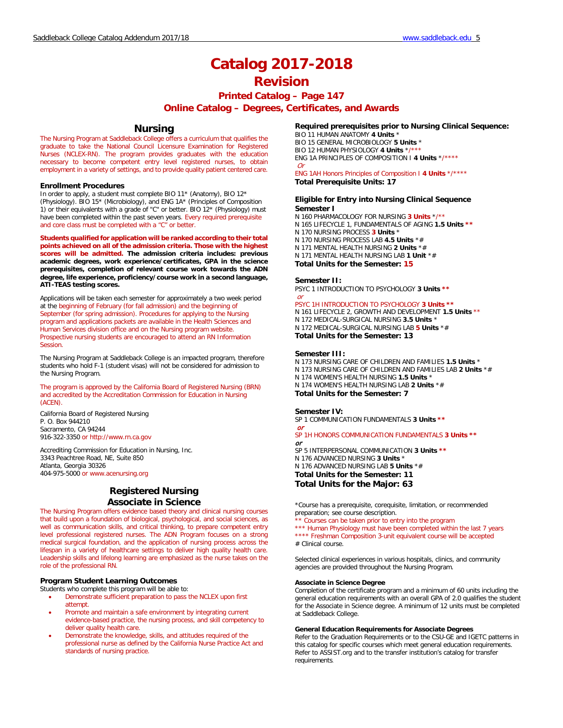# Catalog 2017-2018

## Revision

### Printed Catalog – Page 147

### Online Catalog – Degrees, Certificates, and Awards

## Nursing

The Nursing Program at Saddleback College offers a curriculum that qualifies the graduate to take the National Council Licensure Examination for Registered Nurses (NCLEX-RN). The program provides graduates with the education necessary to become competent entry level registered nurses, to obtain employment in a variety of settings, and to provide quality patient centered care.

### Enrollment Procedures

In order to apply, a student must complete BIO 11* (Anatomy), BIO 12* (Physiology). BIO 15* (Microbiology), and ENG 1A* (Principles of Composition 1) or their equivalents with a grade of "C" or better. BIO 12* (Physiology) must have been completed within the past seven years. Every required prerequisite and core class must be completed with a "C" or better.

**Students qualified for application will be ranked according to their total points achieved on all of the admission criteria. Those with the highest scores will be admitted. The admission criteria includes: previous academic degrees, work experience/certificates, GPA in the science prerequisites, completion of relevant course work towards the ADN degree, life experience, proficiency/course work in a second language, ATI-TEAS testing scores.**

Applications will be taken each semester for approximately a two week period at the beginning of February (for fall admission) and the beginning of September (for spring admission). Procedures for applying to the Nursing program and applications packets are available in the Health Sciences and Human Services division office and on the Nursing program website. Prospective nursing students are encouraged to attend an RN Information Session.

The Nursing Program at Saddleback College is an impacted program, therefore students who hold F-1 (student visas) will not be considered for admission to the Nursing Program.

The program is approved by the California Board of Registered Nursing (BRN) and accredited by the Accreditation Commission for Education in Nursing (ACEN).

California Board of Registered Nursing
P. O. Box 944210
Sacramento, CA 94244
916-322-3350 or http://www.rn.ca.gov

Accrediting Commission for Education in Nursing, Inc.
3343 Peachtree Road, NE, Suite 850
Atlanta, Georgia 30326
404-975-5000 or www.acenursing.org

## Registered Nursing
## Associate in Science

The Nursing Program offers evidence based theory and clinical nursing courses that build upon a foundation of biological, psychological, and social sciences, as well as communication skills, and critical thinking, to prepare competent entry level professional registered nurses. The ADN Program focuses on a strong medical surgical foundation, and the application of nursing process across the lifespan in a variety of healthcare settings to deliver high quality health care. Leadership skills and lifelong learning are emphasized as the nurse takes on the role of the professional RN.

### Program Student Learning Outcomes

Students who complete this program will be able to:

- Demonstrate sufficient preparation to pass the NCLEX upon first attempt.
- Promote and maintain a safe environment by integrating current evidence-based practice, the nursing process, and skill competency to deliver quality health care.
- Demonstrate the knowledge, skills, and attitudes required of the professional nurse as defined by the California Nurse Practice Act and standards of nursing practice.

### Required prerequisites prior to Nursing Clinical Sequence:

BIO 11 HUMAN ANATOMY **4 Units** *
BIO 15 GENERAL MICROBIOLOGY **5 Units** *
BIO 12 HUMAN PHYSIOLOGY **4 Units** */***
ENG 1A PRINCIPLES OF COMPOSITION I **4 Units** */****
*Or*
ENG 1AH Honors Principles of Composition I **4 Units** */****
**Total Prerequisite Units: 17**

### Eligible for Entry into Nursing Clinical Sequence

**Semester I**

N 160 PHARMACOLOGY FOR NURSING **3 Units** */**
N 165 LIFECYCLE 1, FUNDAMENTALS OF AGING **1.5 Units** **
N 170 NURSING PROCESS **3 Units** *
N 170 NURSING PROCESS LAB **4.5 Units** *#
N 171 MENTAL HEALTH NURSING **2 Units** *#
N 171 MENTAL HEALTH NURSING LAB **1 Unit** *#
**Total Units for the Semester: 15**

**Semester II:**

PSYC 1 INTRODUCTION TO PSYCHOLOGY **3 Units** **
*or*
PSYC 1H INTRODUCTION TO PSYCHOLOGY **3 Units** **
N 161 LIFECYCLE 2, GROWTH AND DEVELOPMENT **1.5 Units** **
N 172 MEDICAL-SURGICAL NURSING **3.5 Units** *
N 172 MEDICAL-SURGICAL NURSING LAB **5 Units** *#
**Total Units for the Semester: 13**

**Semester III:**

N 173 NURSING CARE OF CHILDREN AND FAMILIES **1.5 Units** *
N 173 NURSING CARE OF CHILDREN AND FAMILIES LAB **2 Units** *#
N 174 WOMEN'S HEALTH NURSING **1.5 Units** *
N 174 WOMEN'S HEALTH NURSING LAB **2 Units** *#
**Total Units for the Semester: 7**

**Semester IV:**

SP 1 COMMUNICATION FUNDAMENTALS **3 Units** **
*or*
SP 1H HONORS COMMUNICATION FUNDAMENTALS **3 Units** **
*or*
SP 5 INTERPERSONAL COMMUNICATION **3 Units** **
N 176 ADVANCED NURSING **3 Units** *
N 176 ADVANCED NURSING LAB **5 Units** *#
**Total Units for the Semester: 11**

**Total Units for the Major: 63**

*Course has a prerequisite, corequisite, limitation, or recommended preparation; see course description.
** Courses can be taken prior to entry into the program
*** Human Physiology must have been completed within the last 7 years
**** Freshman Composition 3-unit equivalent course will be accepted
# Clinical course.

Selected clinical experiences in various hospitals, clinics, and community agencies are provided throughout the Nursing Program.

**Associate in Science Degree**

Completion of the certificate program and a minimum of 60 units including the general education requirements with an overall GPA of 2.0 qualifies the student for the Associate in Science degree. A minimum of 12 units must be completed at Saddleback College.

**General Education Requirements for Associate Degrees**

Refer to the Graduation Requirements or to the CSU-GE and IGETC patterns in this catalog for specific courses which meet general education requirements. Refer to ASSIST.org and to the transfer institution's catalog for transfer requirements.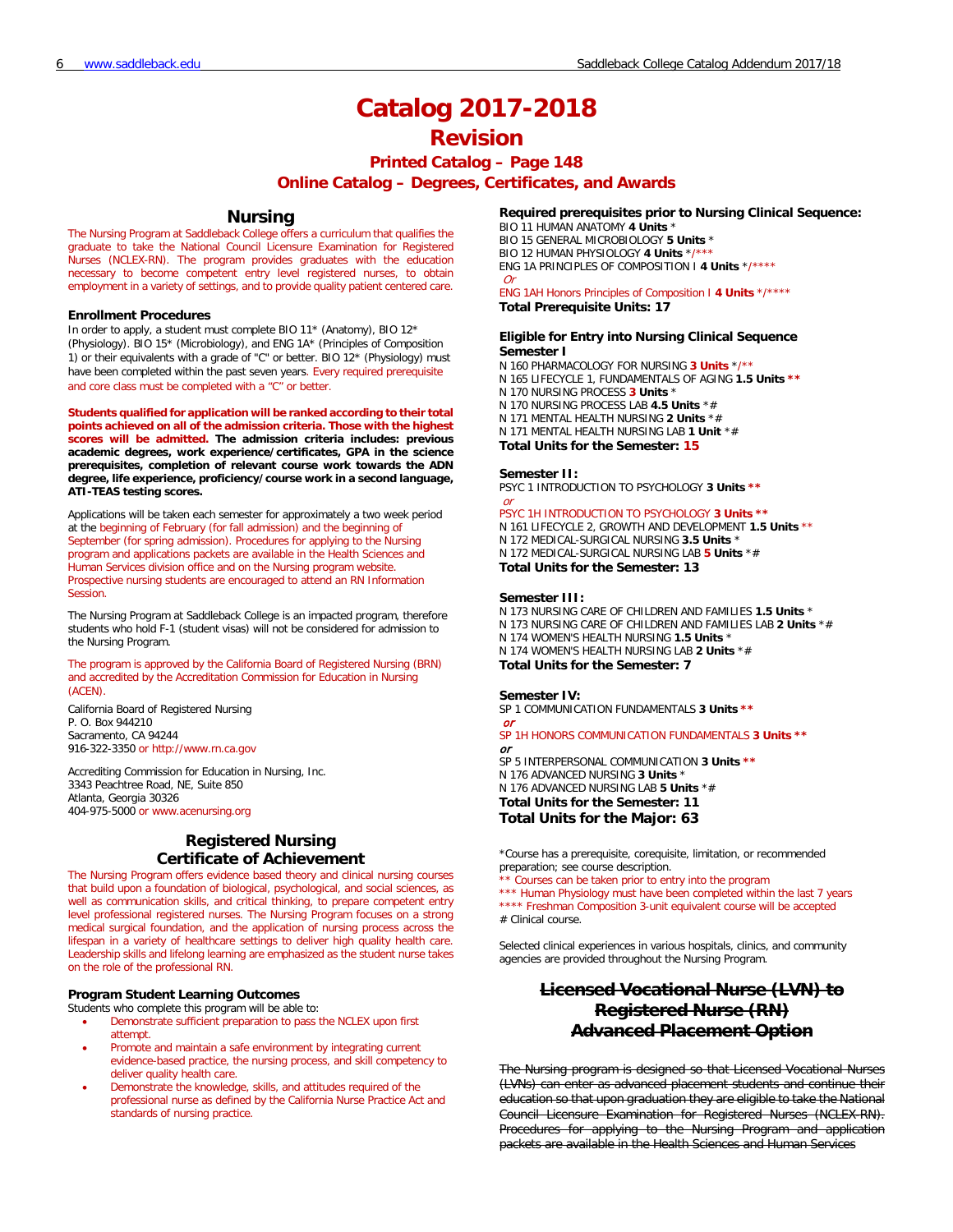# Catalog 2017-2018

## Revision

### Printed Catalog – Page 148

### Online Catalog – Degrees, Certificates, and Awards

## Nursing

The Nursing Program at Saddleback College offers a curriculum that qualifies the graduate to take the National Council Licensure Examination for Registered Nurses (NCLEX-RN). The program provides graduates with the education necessary to become competent entry level registered nurses, to obtain employment in a variety of settings, and to provide quality patient centered care.

### Enrollment Procedures

In order to apply, a student must complete BIO 11* (Anatomy), BIO 12* (Physiology). BIO 15* (Microbiology), and ENG 1A* (Principles of Composition 1) or their equivalents with a grade of "C" or better. BIO 12* (Physiology) must have been completed within the past seven years. Every required prerequisite and core class must be completed with a "C" or better.

**Students qualified for application will be ranked according to their total points achieved on all of the admission criteria. Those with the highest scores will be admitted. The admission criteria includes: previous academic degrees, work experience/certificates, GPA in the science prerequisites, completion of relevant course work towards the ADN degree, life experience, proficiency/course work in a second language, ATI-TEAS testing scores.**

Applications will be taken each semester for approximately a two week period at the beginning of February (for fall admission) and the beginning of September (for spring admission). Procedures for applying to the Nursing program and applications packets are available in the Health Sciences and Human Services division office and on the Nursing program website. Prospective nursing students are encouraged to attend an RN Information Session.

The Nursing Program at Saddleback College is an impacted program, therefore students who hold F-1 (student visas) will not be considered for admission to the Nursing Program.

The program is approved by the California Board of Registered Nursing (BRN) and accredited by the Accreditation Commission for Education in Nursing (ACEN).

California Board of Registered Nursing
P. O. Box 944210
Sacramento, CA 94244
916-322-3350 or http://www.rn.ca.gov

Accrediting Commission for Education in Nursing, Inc.
3343 Peachtree Road, NE, Suite 850
Atlanta, Georgia 30326
404-975-5000 or www.acenursing.org

## Registered Nursing Certificate of Achievement

The Nursing Program offers evidence based theory and clinical nursing courses that build upon a foundation of biological, psychological, and social sciences, as well as communication skills, and critical thinking, to prepare competent entry level professional registered nurses. The Nursing Program focuses on a strong medical surgical foundation, and the application of nursing process across the lifespan in a variety of healthcare settings to deliver high quality health care. Leadership skills and lifelong learning are emphasized as the student nurse takes on the role of the professional RN.

### Program Student Learning Outcomes

Students who complete this program will be able to:

- Demonstrate sufficient preparation to pass the NCLEX upon first attempt.
- Promote and maintain a safe environment by integrating current evidence-based practice, the nursing process, and skill competency to deliver quality health care.
- Demonstrate the knowledge, skills, and attitudes required of the professional nurse as defined by the California Nurse Practice Act and standards of nursing practice.

**Required prerequisites prior to Nursing Clinical Sequence:**

BIO 11 HUMAN ANATOMY **4 Units** *
BIO 15 GENERAL MICROBIOLOGY **5 Units** *
BIO 12 HUMAN PHYSIOLOGY **4 Units** */***
ENG 1A PRINCIPLES OF COMPOSITION I **4 Units** */****
*Or*
ENG 1AH Honors Principles of Composition I **4 Units** */****
**Total Prerequisite Units: 17**

**Eligible for Entry into Nursing Clinical Sequence**

**Semester I**

N 160 PHARMACOLOGY FOR NURSING **3 Units** */**
N 165 LIFECYCLE 1, FUNDAMENTALS OF AGING **1.5 Units** **
N 170 NURSING PROCESS **3 Units** *
N 170 NURSING PROCESS LAB **4.5 Units** *#
N 171 MENTAL HEALTH NURSING **2 Units** *#
N 171 MENTAL HEALTH NURSING LAB **1 Unit** *#
**Total Units for the Semester: 15**

**Semester II:**

PSYC 1 INTRODUCTION TO PSYCHOLOGY **3 Units** **
*or*
PSYC 1H INTRODUCTION TO PSYCHOLOGY **3 Units** **
N 161 LIFECYCLE 2, GROWTH AND DEVELOPMENT **1.5 Units** **
N 172 MEDICAL-SURGICAL NURSING **3.5 Units** *
N 172 MEDICAL-SURGICAL NURSING LAB **5 Units** *#
**Total Units for the Semester: 13**

**Semester III:**

N 173 NURSING CARE OF CHILDREN AND FAMILIES **1.5 Units** *
N 173 NURSING CARE OF CHILDREN AND FAMILIES LAB **2 Units** *#
N 174 WOMEN'S HEALTH NURSING **1.5 Units** *
N 174 WOMEN'S HEALTH NURSING LAB **2 Units** *#
**Total Units for the Semester: 7**

**Semester IV:**

SP 1 COMMUNICATION FUNDAMENTALS **3 Units** **
*or*
SP 1H HONORS COMMUNICATION FUNDAMENTALS **3 Units** **
*or*
SP 5 INTERPERSONAL COMMUNICATION **3 Units** **
N 176 ADVANCED NURSING **3 Units** *
N 176 ADVANCED NURSING LAB **5 Units** *#
**Total Units for the Semester: 11**
**Total Units for the Major: 63**

*Course has a prerequisite, corequisite, limitation, or recommended preparation; see course description.
** Courses can be taken prior to entry into the program
*** Human Physiology must have been completed within the last 7 years
**** Freshman Composition 3-unit equivalent course will be accepted
# Clinical course.

Selected clinical experiences in various hospitals, clinics, and community agencies are provided throughout the Nursing Program.

## ~~Licensed Vocational Nurse (LVN) to Registered Nurse (RN) Advanced Placement Option~~

~~The Nursing program is designed so that Licensed Vocational Nurses (LVNs) can enter as advanced placement students and continue their education so that upon graduation they are eligible to take the National Council Licensure Examination for Registered Nurses (NCLEX-RN). Procedures for applying to the Nursing Program and application packets are available in the Health Sciences and Human Services~~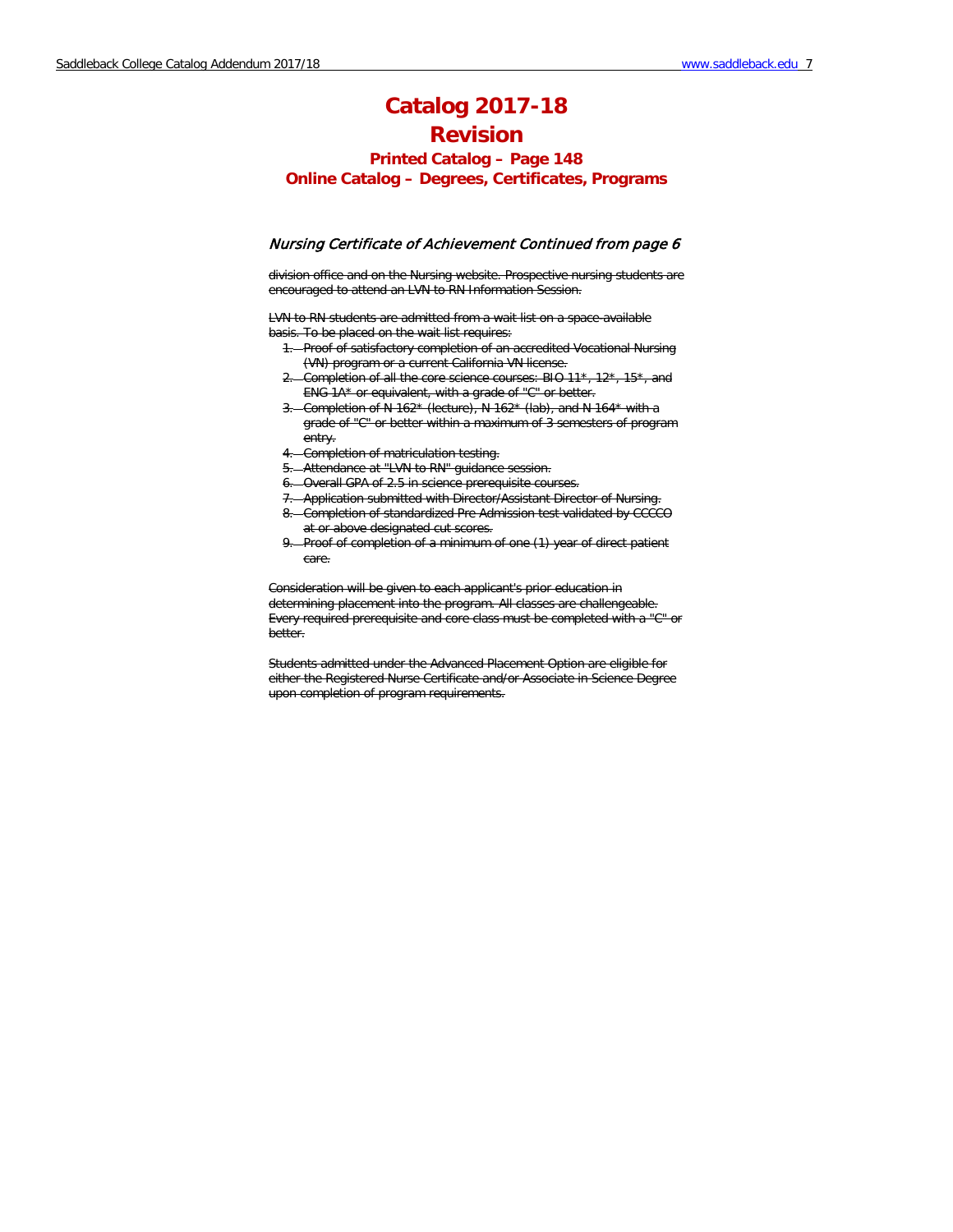# Catalog 2017-18
# Revision
### Printed Catalog – Page 148
### Online Catalog – Degrees, Certificates, Programs

*Nursing Certificate of Achievement Continued from page 6*

~~division office and on the Nursing website. Prospective nursing students are encouraged to attend an LVN to RN Information Session.~~

~~LVN to RN students are admitted from a wait list on a space-available basis. To be placed on the wait list requires:~~

1. ~~Proof of satisfactory completion of an accredited Vocational Nursing (VN) program or a current California VN license.~~
2. ~~Completion of all the core science courses: BIO 11*, 12*, 15*, and ENG 1A* or equivalent, with a grade of "C" or better.~~
3. ~~Completion of N 162* (lecture), N 162* (lab), and N 164* with a grade of "C" or better within a maximum of 3 semesters of program entry.~~
4. ~~Completion of matriculation testing.~~
5. ~~Attendance at "LVN to RN" guidance session.~~
6. ~~Overall GPA of 2.5 in science prerequisite courses.~~
7. ~~Application submitted with Director/Assistant Director of Nursing.~~
8. ~~Completion of standardized Pre Admission test validated by CCCCO at or above designated cut scores.~~
9. ~~Proof of completion of a minimum of one (1) year of direct patient care.~~

~~Consideration will be given to each applicant's prior education in determining placement into the program. All classes are challengeable. Every required prerequisite and core class must be completed with a "C" or better.~~

~~Students admitted under the Advanced Placement Option are eligible for either the Registered Nurse Certificate and/or Associate in Science Degree upon completion of program requirements.~~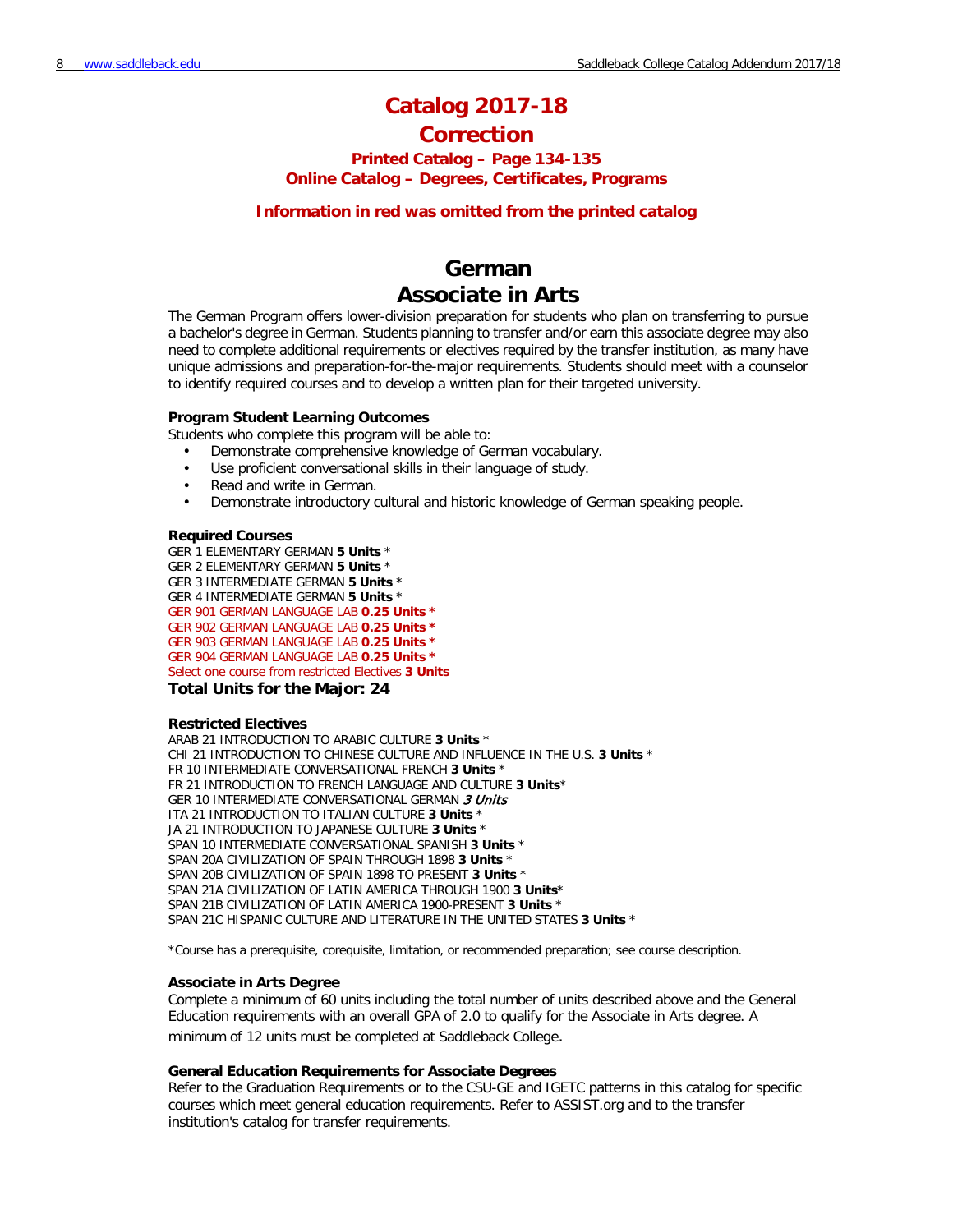# Catalog 2017-18

# Correction

### Printed Catalog – Page 134-135
### Online Catalog – Degrees, Certificates, Programs

**Information in red was omitted from the printed catalog**

## German
## Associate in Arts

The German Program offers lower-division preparation for students who plan on transferring to pursue a bachelor's degree in German. Students planning to transfer and/or earn this associate degree may also need to complete additional requirements or electives required by the transfer institution, as many have unique admissions and preparation-for-the-major requirements. Students should meet with a counselor to identify required courses and to develop a written plan for their targeted university.

**Program Student Learning Outcomes**

Students who complete this program will be able to:

- Demonstrate comprehensive knowledge of German vocabulary.
- Use proficient conversational skills in their language of study.
- Read and write in German.
- Demonstrate introductory cultural and historic knowledge of German speaking people.

**Required Courses**

GER 1 ELEMENTARY GERMAN **5 Units** *
GER 2 ELEMENTARY GERMAN **5 Units** *
GER 3 INTERMEDIATE GERMAN **5 Units** *
GER 4 INTERMEDIATE GERMAN **5 Units** *
GER 901 GERMAN LANGUAGE LAB **0.25 Units** *
GER 902 GERMAN LANGUAGE LAB **0.25 Units** *
GER 903 GERMAN LANGUAGE LAB **0.25 Units** *
GER 904 GERMAN LANGUAGE LAB **0.25 Units** *
Select one course from restricted Electives **3 Units**

**Total Units for the Major: 24**

**Restricted Electives**

ARAB 21 INTRODUCTION TO ARABIC CULTURE **3 Units** *
CHI 21 INTRODUCTION TO CHINESE CULTURE AND INFLUENCE IN THE U.S. **3 Units** *
FR 10 INTERMEDIATE CONVERSATIONAL FRENCH **3 Units** *
FR 21 INTRODUCTION TO FRENCH LANGUAGE AND CULTURE **3 Units***
GER 10 INTERMEDIATE CONVERSATIONAL GERMAN ***3 Units***
ITA 21 INTRODUCTION TO ITALIAN CULTURE **3 Units** *
JA 21 INTRODUCTION TO JAPANESE CULTURE **3 Units** *
SPAN 10 INTERMEDIATE CONVERSATIONAL SPANISH **3 Units** *
SPAN 20A CIVILIZATION OF SPAIN THROUGH 1898 **3 Units** *
SPAN 20B CIVILIZATION OF SPAIN 1898 TO PRESENT **3 Units** *
SPAN 21A CIVILIZATION OF LATIN AMERICA THROUGH 1900 **3 Units***
SPAN 21B CIVILIZATION OF LATIN AMERICA 1900-PRESENT **3 Units** *
SPAN 21C HISPANIC CULTURE AND LITERATURE IN THE UNITED STATES **3 Units** *

*Course has a prerequisite, corequisite, limitation, or recommended preparation; see course description.

**Associate in Arts Degree**

Complete a minimum of 60 units including the total number of units described above and the General Education requirements with an overall GPA of 2.0 to qualify for the Associate in Arts degree. A minimum of 12 units must be completed at Saddleback College.

**General Education Requirements for Associate Degrees**

Refer to the Graduation Requirements or to the CSU-GE and IGETC patterns in this catalog for specific courses which meet general education requirements. Refer to ASSIST.org and to the transfer institution's catalog for transfer requirements.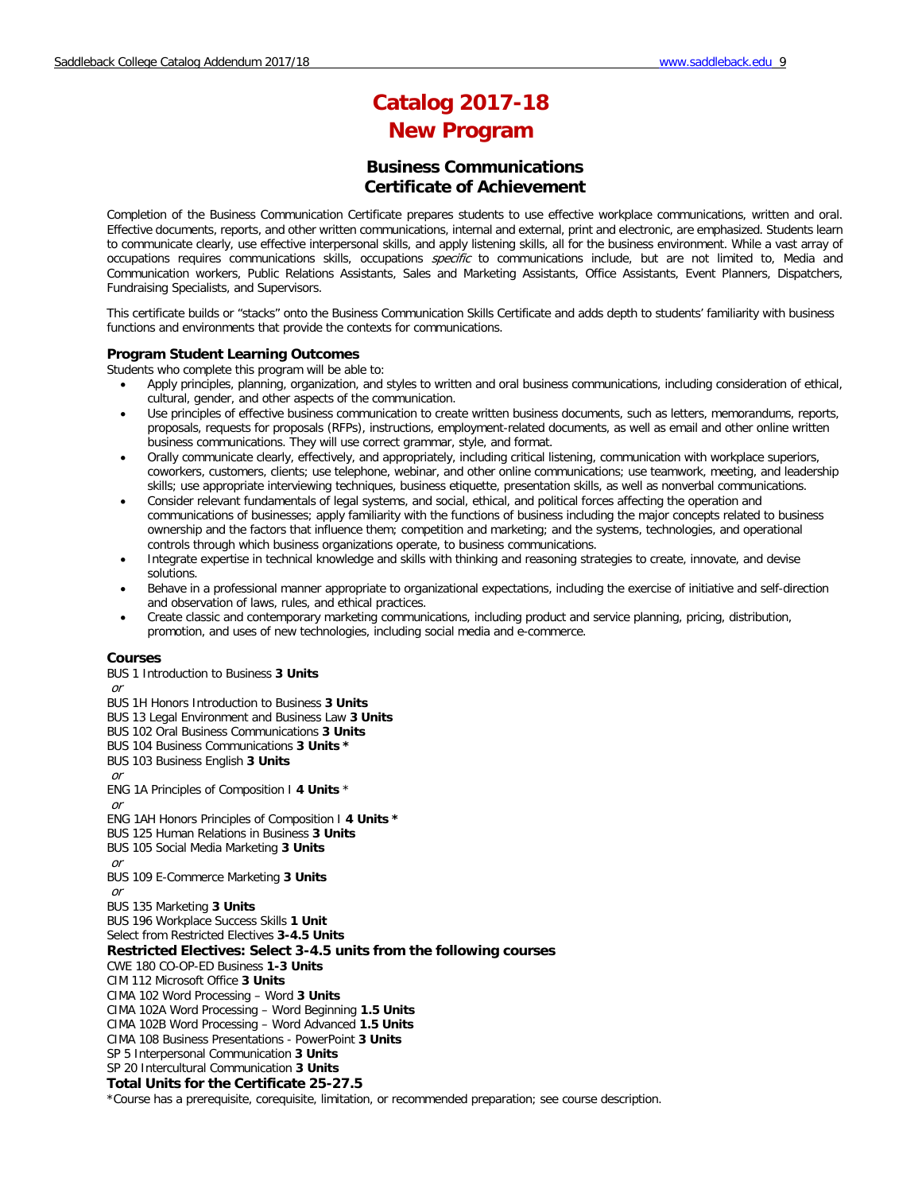# Catalog 2017-18
# New Program

## Business Communications
## Certificate of Achievement

Completion of the Business Communication Certificate prepares students to use effective workplace communications, written and oral. Effective documents, reports, and other written communications, internal and external, print and electronic, are emphasized. Students learn to communicate clearly, use effective interpersonal skills, and apply listening skills, all for the business environment. While a vast array of occupations requires communications skills, occupations *specific* to communications include, but are not limited to, Media and Communication workers, Public Relations Assistants, Sales and Marketing Assistants, Office Assistants, Event Planners, Dispatchers, Fundraising Specialists, and Supervisors.

This certificate builds or "stacks" onto the Business Communication Skills Certificate and adds depth to students' familiarity with business functions and environments that provide the contexts for communications.

### Program Student Learning Outcomes

Students who complete this program will be able to:

- Apply principles, planning, organization, and styles to written and oral business communications, including consideration of ethical, cultural, gender, and other aspects of the communication.
- Use principles of effective business communication to create written business documents, such as letters, memorandums, reports, proposals, requests for proposals (RFPs), instructions, employment-related documents, as well as email and other online written business communications. They will use correct grammar, style, and format.
- Orally communicate clearly, effectively, and appropriately, including critical listening, communication with workplace superiors, coworkers, customers, clients; use telephone, webinar, and other online communications; use teamwork, meeting, and leadership skills; use appropriate interviewing techniques, business etiquette, presentation skills, as well as nonverbal communications.
- Consider relevant fundamentals of legal systems, and social, ethical, and political forces affecting the operation and communications of businesses; apply familiarity with the functions of business including the major concepts related to business ownership and the factors that influence them; competition and marketing; and the systems, technologies, and operational controls through which business organizations operate, to business communications.
- Integrate expertise in technical knowledge and skills with thinking and reasoning strategies to create, innovate, and devise solutions.
- Behave in a professional manner appropriate to organizational expectations, including the exercise of initiative and self-direction and observation of laws, rules, and ethical practices.
- Create classic and contemporary marketing communications, including product and service planning, pricing, distribution, promotion, and uses of new technologies, including social media and e-commerce.

### Courses

BUS 1 Introduction to Business **3 Units**  
*or*  
BUS 1H Honors Introduction to Business **3 Units**  
BUS 13 Legal Environment and Business Law **3 Units**  
BUS 102 Oral Business Communications **3 Units**  
BUS 104 Business Communications **3 Units \***  
BUS 103 Business English **3 Units**  
*or*  
ENG 1A Principles of Composition I **4 Units** \*  
*or*  
ENG 1AH Honors Principles of Composition I **4 Units \***  
BUS 125 Human Relations in Business **3 Units**  
BUS 105 Social Media Marketing **3 Units**  
*or*  
BUS 109 E-Commerce Marketing **3 Units**  
*or*  
BUS 135 Marketing **3 Units**  
BUS 196 Workplace Success Skills **1 Unit**  
Select from Restricted Electives **3-4.5 Units**

### Restricted Electives: Select 3-4.5 units from the following courses

CWE 180 CO-OP-ED Business **1-3 Units**  
CIM 112 Microsoft Office **3 Units**  
CIMA 102 Word Processing – Word **3 Units**  
CIMA 102A Word Processing – Word Beginning **1.5 Units**  
CIMA 102B Word Processing – Word Advanced **1.5 Units**  
CIMA 108 Business Presentations - PowerPoint **3 Units**  
SP 5 Interpersonal Communication **3 Units**  
SP 20 Intercultural Communication **3 Units**

### Total Units for the Certificate 25-27.5

\*Course has a prerequisite, corequisite, limitation, or recommended preparation; see course description.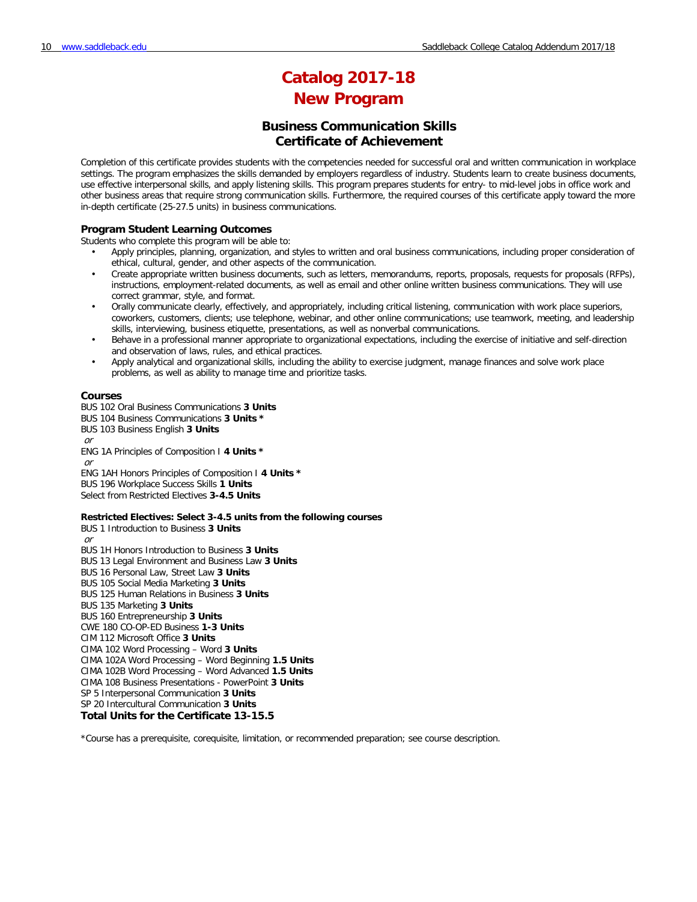# Catalog 2017-18
# New Program

## Business Communication Skills
## Certificate of Achievement

Completion of this certificate provides students with the competencies needed for successful oral and written communication in workplace settings. The program emphasizes the skills demanded by employers regardless of industry. Students learn to create business documents, use effective interpersonal skills, and apply listening skills. This program prepares students for entry- to mid-level jobs in office work and other business areas that require strong communication skills. Furthermore, the required courses of this certificate apply toward the more in-depth certificate (25-27.5 units) in business communications.

### Program Student Learning Outcomes

Students who complete this program will be able to:

- Apply principles, planning, organization, and styles to written and oral business communications, including proper consideration of ethical, cultural, gender, and other aspects of the communication.
- Create appropriate written business documents, such as letters, memorandums, reports, proposals, requests for proposals (RFPs), instructions, employment-related documents, as well as email and other online written business communications. They will use correct grammar, style, and format.
- Orally communicate clearly, effectively, and appropriately, including critical listening, communication with work place superiors, coworkers, customers, clients; use telephone, webinar, and other online communications; use teamwork, meeting, and leadership skills, interviewing, business etiquette, presentations, as well as nonverbal communications.
- Behave in a professional manner appropriate to organizational expectations, including the exercise of initiative and self-direction and observation of laws, rules, and ethical practices.
- Apply analytical and organizational skills, including the ability to exercise judgment, manage finances and solve work place problems, as well as ability to manage time and prioritize tasks.

### Courses

BUS 102 Oral Business Communications **3 Units**
BUS 104 Business Communications **3 Units ***
BUS 103 Business English **3 Units**
*or*
ENG 1A Principles of Composition I **4 Units ***
*or*
ENG 1AH Honors Principles of Composition I **4 Units ***
BUS 196 Workplace Success Skills **1 Units**
Select from Restricted Electives **3-4.5 Units**

**Restricted Electives: Select 3-4.5 units from the following courses**

BUS 1 Introduction to Business **3 Units**
*or*
BUS 1H Honors Introduction to Business **3 Units**
BUS 13 Legal Environment and Business Law **3 Units**
BUS 16 Personal Law, Street Law **3 Units**
BUS 105 Social Media Marketing **3 Units**
BUS 125 Human Relations in Business **3 Units**
BUS 135 Marketing **3 Units**
BUS 160 Entrepreneurship **3 Units**
CWE 180 CO-OP-ED Business **1-3 Units**
CIM 112 Microsoft Office **3 Units**
CIMA 102 Word Processing – Word **3 Units**
CIMA 102A Word Processing – Word Beginning **1.5 Units**
CIMA 102B Word Processing – Word Advanced **1.5 Units**
CIMA 108 Business Presentations - PowerPoint **3 Units**
SP 5 Interpersonal Communication **3 Units**
SP 20 Intercultural Communication **3 Units**

**Total Units for the Certificate 13-15.5**

*Course has a prerequisite, corequisite, limitation, or recommended preparation; see course description.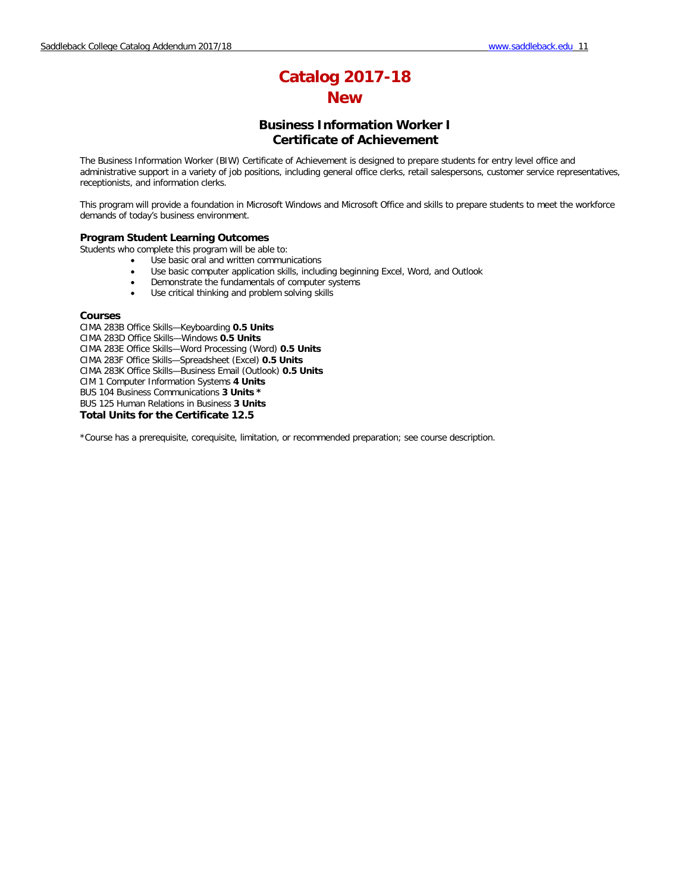# Catalog 2017-18
# New

## Business Information Worker I
## Certificate of Achievement

The Business Information Worker (BIW) Certificate of Achievement is designed to prepare students for entry level office and administrative support in a variety of job positions, including general office clerks, retail salespersons, customer service representatives, receptionists, and information clerks.

This program will provide a foundation in Microsoft Windows and Microsoft Office and skills to prepare students to meet the workforce demands of today's business environment.

### Program Student Learning Outcomes

Students who complete this program will be able to:

- Use basic oral and written communications
- Use basic computer application skills, including beginning Excel, Word, and Outlook
- Demonstrate the fundamentals of computer systems
- Use critical thinking and problem solving skills

### Courses

CIMA 283B Office Skills—Keyboarding **0.5 Units**
CIMA 283D Office Skills—Windows **0.5 Units**
CIMA 283E Office Skills—Word Processing (Word) **0.5 Units**
CIMA 283F Office Skills—Spreadsheet (Excel) **0.5 Units**
CIMA 283K Office Skills—Business Email (Outlook) **0.5 Units**
CIM 1 Computer Information Systems **4 Units**
BUS 104 Business Communications **3 Units ***
BUS 125 Human Relations in Business **3 Units**
**Total Units for the Certificate 12.5**

*Course has a prerequisite, corequisite, limitation, or recommended preparation; see course description.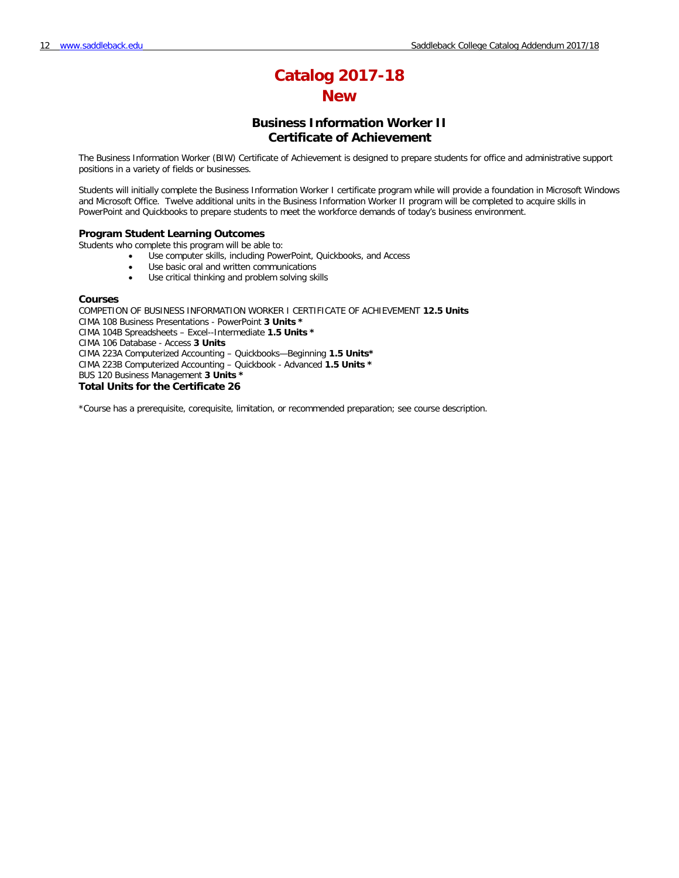# Catalog 2017-18
# New

## Business Information Worker II
## Certificate of Achievement

The Business Information Worker (BIW) Certificate of Achievement is designed to prepare students for office and administrative support positions in a variety of fields or businesses.

Students will initially complete the Business Information Worker I certificate program while will provide a foundation in Microsoft Windows and Microsoft Office. Twelve additional units in the Business Information Worker II program will be completed to acquire skills in PowerPoint and Quickbooks to prepare students to meet the workforce demands of today's business environment.

### Program Student Learning Outcomes

Students who complete this program will be able to:

- Use computer skills, including PowerPoint, Quickbooks, and Access
- Use basic oral and written communications
- Use critical thinking and problem solving skills

### Courses

COMPETION OF BUSINESS INFORMATION WORKER I CERTIFICATE OF ACHIEVEMENT **12.5 Units**
CIMA 108 Business Presentations - PowerPoint **3 Units ***
CIMA 104B Spreadsheets – Excel--Intermediate **1.5 Units ***
CIMA 106 Database - Access **3 Units**
CIMA 223A Computerized Accounting – Quickbooks—Beginning **1.5 Units***
CIMA 223B Computerized Accounting – Quickbook - Advanced **1.5 Units ***
BUS 120 Business Management **3 Units ***
**Total Units for the Certificate 26**

*Course has a prerequisite, corequisite, limitation, or recommended preparation; see course description.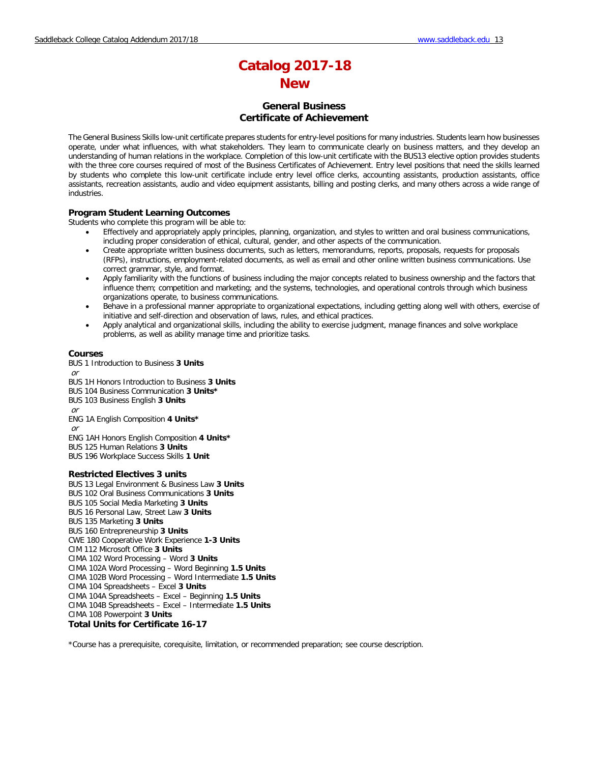# Catalog 2017-18
# New

## General Business
## Certificate of Achievement

The General Business Skills low-unit certificate prepares students for entry-level positions for many industries. Students learn how businesses operate, under what influences, with what stakeholders. They learn to communicate clearly on business matters, and they develop an understanding of human relations in the workplace. Completion of this low-unit certificate with the BUS13 elective option provides students with the three core courses required of most of the Business Certificates of Achievement. Entry level positions that need the skills learned by students who complete this low-unit certificate include entry level office clerks, accounting assistants, production assistants, office assistants, recreation assistants, audio and video equipment assistants, billing and posting clerks, and many others across a wide range of industries.

### Program Student Learning Outcomes

Students who complete this program will be able to:

- Effectively and appropriately apply principles, planning, organization, and styles to written and oral business communications, including proper consideration of ethical, cultural, gender, and other aspects of the communication.
- Create appropriate written business documents, such as letters, memorandums, reports, proposals, requests for proposals (RFPs), instructions, employment-related documents, as well as email and other online written business communications. Use correct grammar, style, and format.
- Apply familiarity with the functions of business including the major concepts related to business ownership and the factors that influence them; competition and marketing; and the systems, technologies, and operational controls through which business organizations operate, to business communications.
- Behave in a professional manner appropriate to organizational expectations, including getting along well with others, exercise of initiative and self-direction and observation of laws, rules, and ethical practices.
- Apply analytical and organizational skills, including the ability to exercise judgment, manage finances and solve workplace problems, as well as ability manage time and prioritize tasks.

### Courses

BUS 1 Introduction to Business **3 Units**
*or*
BUS 1H Honors Introduction to Business **3 Units**
BUS 104 Business Communication **3 Units***
BUS 103 Business English **3 Units**
*or*
ENG 1A English Composition **4 Units***
*or*
ENG 1AH Honors English Composition **4 Units***
BUS 125 Human Relations **3 Units**
BUS 196 Workplace Success Skills **1 Unit**

### Restricted Electives 3 units

BUS 13 Legal Environment & Business Law **3 Units**
BUS 102 Oral Business Communications **3 Units**
BUS 105 Social Media Marketing **3 Units**
BUS 16 Personal Law, Street Law **3 Units**
BUS 135 Marketing **3 Units**
BUS 160 Entrepreneurship **3 Units**
CWE 180 Cooperative Work Experience **1-3 Units**
CIM 112 Microsoft Office **3 Units**
CIMA 102 Word Processing – Word **3 Units**
CIMA 102A Word Processing – Word Beginning **1.5 Units**
CIMA 102B Word Processing – Word Intermediate **1.5 Units**
CIMA 104 Spreadsheets – Excel **3 Units**
CIMA 104A Spreadsheets – Excel – Beginning **1.5 Units**
CIMA 104B Spreadsheets – Excel – Intermediate **1.5 Units**
CIMA 108 Powerpoint **3 Units**

**Total Units for Certificate 16-17**

*Course has a prerequisite, corequisite, limitation, or recommended preparation; see course description.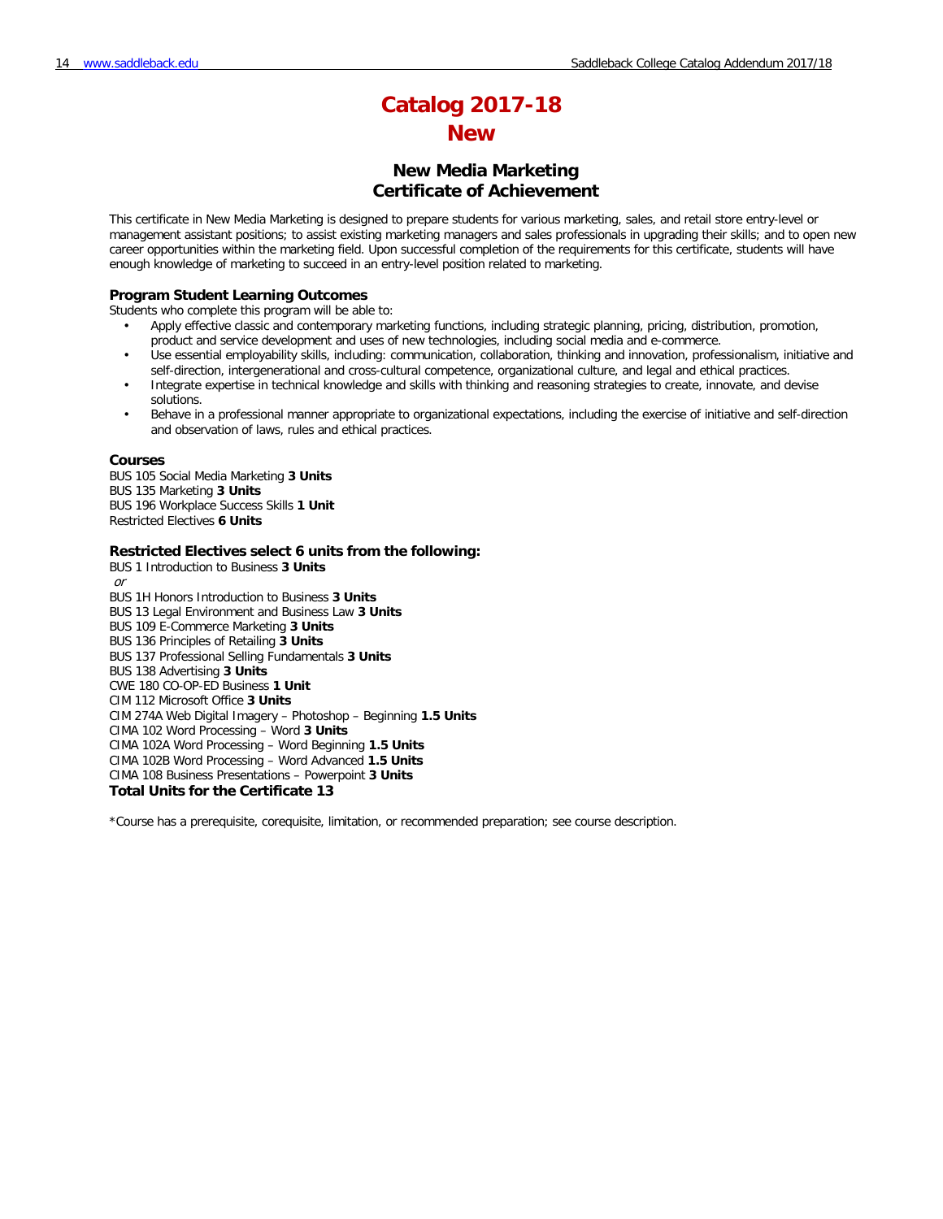# Catalog 2017-18
# New

## New Media Marketing
## Certificate of Achievement

This certificate in New Media Marketing is designed to prepare students for various marketing, sales, and retail store entry-level or management assistant positions; to assist existing marketing managers and sales professionals in upgrading their skills; and to open new career opportunities within the marketing field. Upon successful completion of the requirements for this certificate, students will have enough knowledge of marketing to succeed in an entry-level position related to marketing.

### Program Student Learning Outcomes

Students who complete this program will be able to:

- Apply effective classic and contemporary marketing functions, including strategic planning, pricing, distribution, promotion, product and service development and uses of new technologies, including social media and e-commerce.
- Use essential employability skills, including: communication, collaboration, thinking and innovation, professionalism, initiative and self-direction, intergenerational and cross-cultural competence, organizational culture, and legal and ethical practices.
- Integrate expertise in technical knowledge and skills with thinking and reasoning strategies to create, innovate, and devise solutions.
- Behave in a professional manner appropriate to organizational expectations, including the exercise of initiative and self-direction and observation of laws, rules and ethical practices.

### Courses

BUS 105 Social Media Marketing **3 Units**
BUS 135 Marketing **3 Units**
BUS 196 Workplace Success Skills **1 Unit**
Restricted Electives **6 Units**

### Restricted Electives select 6 units from the following:

BUS 1 Introduction to Business **3 Units**
*or*
BUS 1H Honors Introduction to Business **3 Units**
BUS 13 Legal Environment and Business Law **3 Units**
BUS 109 E-Commerce Marketing **3 Units**
BUS 136 Principles of Retailing **3 Units**
BUS 137 Professional Selling Fundamentals **3 Units**
BUS 138 Advertising **3 Units**
CWE 180 CO-OP-ED Business **1 Unit**
CIM 112 Microsoft Office **3 Units**
CIM 274A Web Digital Imagery – Photoshop – Beginning **1.5 Units**
CIMA 102 Word Processing – Word **3 Units**
CIMA 102A Word Processing – Word Beginning **1.5 Units**
CIMA 102B Word Processing – Word Advanced **1.5 Units**
CIMA 108 Business Presentations – Powerpoint **3 Units**
**Total Units for the Certificate 13**

*Course has a prerequisite, corequisite, limitation, or recommended preparation; see course description.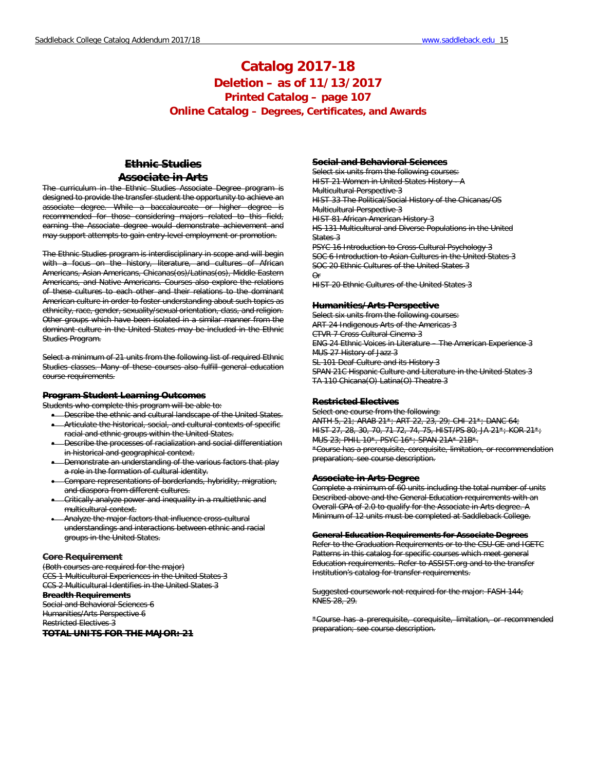# Catalog 2017-18

## Deletion – as of 11/13/2017

### Printed Catalog – page 107

### Online Catalog – Degrees, Certificates, and Awards

## ~~Ethnic Studies~~

## ~~Associate in Arts~~

~~The curriculum in the Ethnic Studies Associate Degree program is designed to provide the transfer student the opportunity to achieve an associate degree. While a baccalaureate or higher degree is recommended for those considering majors related to this field, earning the Associate degree would demonstrate achievement and may support attempts to gain entry-level employment or promotion.~~

~~The Ethnic Studies program is interdisciplinary in scope and will begin with a focus on the history, literature, and cultures of African Americans, Asian Americans, Chicanas(os)/Latinas(os), Middle Eastern Americans, and Native Americans. Courses also explore the relations of these cultures to each other and their relations to the dominant American culture in order to foster understanding about such topics as ethnicity, race, gender, sexuality/sexual orientation, class, and religion. Other groups which have been isolated in a similar manner from the dominant culture in the United States may be included in the Ethnic Studies Program.~~

~~Select a minimum of 21 units from the following list of required Ethnic Studies classes. Many of these courses also fulfill general education course requirements.~~

**~~Program Student Learning Outcomes~~**

~~Students who complete this program will be able to:~~

- ~~Describe the ethnic and cultural landscape of the United States.~~
- ~~Articulate the historical, social, and cultural contexts of specific racial and ethnic groups within the United States.~~
- ~~Describe the processes of racialization and social differentiation in historical and geographical context.~~
- ~~Demonstrate an understanding of the various factors that play a role in the formation of cultural identity.~~
- ~~Compare representations of borderlands, hybridity, migration, and diaspora from different cultures.~~
- ~~Critically analyze power and inequality in a multiethnic and multicultural context.~~
- ~~Analyze the major factors that influence cross-cultural understandings and interactions between ethnic and racial groups in the United States.~~

**~~Core Requirement~~**

~~(Both courses are required for the major)~~
~~CCS 1 Multicultural Experiences in the United States 3~~
~~CCS 2 Multicultural Identifies in the United States 3~~

**~~Breadth Requirements~~**

~~Social and Behavioral Sciences 6~~
~~Humanities/Arts Perspective 6~~
~~Restricted Electives 3~~

**~~TOTAL UNITS FOR THE MAJOR: 21~~**

**~~Social and Behavioral Sciences~~**

~~Select six units from the following courses:~~
~~HIST 21 Women in United States History - A Multicultural Perspective 3~~
~~HIST 33 The Political/Social History of the Chicanas/OS Multicultural Perspective 3~~
~~HIST 81 African American History 3~~
~~HS 131 Multicultural and Diverse Populations in the United States 3~~
~~PSYC 16 Introduction to Cross-Cultural Psychology 3~~
~~SOC 6 Introduction to Asian Cultures in the United States 3~~
~~SOC 20 Ethnic Cultures of the United States 3~~
~~Or~~
~~HIST 20 Ethnic Cultures of the United States 3~~

**~~Humanities/Arts Perspective~~**

~~Select six units from the following courses:~~
~~ART 24 Indigenous Arts of the Americas 3~~
~~CTVR 7 Cross Cultural Cinema 3~~
~~ENG 24 Ethnic Voices in Literature – The American Experience 3~~
~~MUS 27 History of Jazz 3~~
~~SL 101 Deaf Culture and its History 3~~
~~SPAN 21C Hispanic Culture and Literature in the United States 3~~
~~TA 110 Chicana(O) Latina(O) Theatre 3~~

**~~Restricted Electives~~**

~~Select one course from the following:~~
~~ANTH 5, 21; ARAB 21*; ART 22, 23, 29; CHI 21*; DANC 64; HIST 27, 28, 30, 70, 71 72, 74, 75, HIST/PS 80; JA 21*; KOR 21*; MUS 23; PHIL 10*, PSYC 16*; SPAN 21A* 21B*.~~
~~*Course has a prerequisite, corequisite, limitation, or recommendation preparation; see course description.~~

**~~Associate in Arts Degree~~**

~~Complete a minimum of 60 units including the total number of units Described above and the General Education requirements with an Overall GPA of 2.0 to qualify for the Associate in Arts degree. A Minimum of 12 units must be completed at Saddleback College.~~

**~~General Education Requirements for Associate Degrees~~**

~~Refer to the Graduation Requirements or to the CSU-GE and IGETC Patterns in this catalog for specific courses which meet general Education requirements. Refer to ASSIST.org and to the transfer Institution's catalog for transfer requirements.~~

~~Suggested coursework not required for the major: FASH 144; KNES 28, 29.~~

~~*Course has a prerequisite, corequisite, limitation, or recommended preparation; see course description.~~